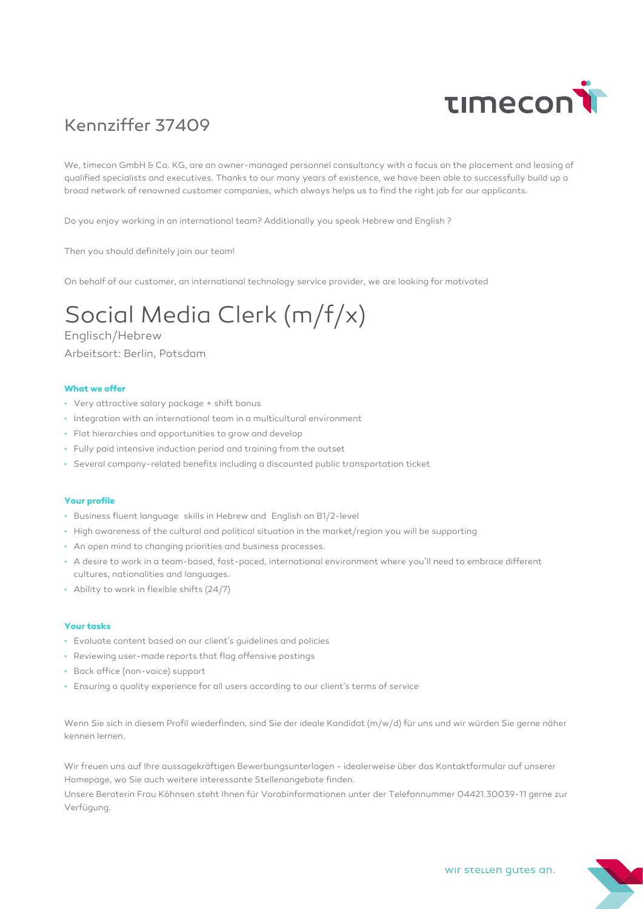# Kennziffer 37409

We, timecon GmbH & Co. KG, are an owner-managed personnel consultancy with a focus on the placement and leasing of qualified specialists and executives. Thanks to our many years of existence, we have been able to successfully build up a broad network of renowned customer companies, which always helps us to find the right job for our applicants.

Do you enjoy working in an international team? Additionally you speak Hebrew and English ?

Then you should definitely join our team!

On behalf of our customer, an international technology service provider, we are looking for motivated

# Social Media Clerk (m/f/x)

Englisch/Hebrew

Arbeitsort: Berlin, Potsdam

### What we offer

- Very attractive salary package + shift bonus
- Integration with an international team in a multicultural environment
- Flat hierarchies and opportunities to grow and develop
- Fully paid intensive induction period and training from the outset
- Several company-related benefits including a discounted public transportation ticket

### Your profile

- Business fluent language skills in Hebrew and English on B1/2-level
- High awareness of the cultural and political situation in the market/region you will be supporting
- An open mind to changing priorities and business processes.
- A desire to work in a team-based, fast-paced, international environment where you'll need to embrace different cultures, nationalities and languages.
- Ability to work in flexible shifts (24/7)

### Your tasks

- Evaluate content based on our client's guidelines and policies
- Reviewing user-made reports that flag offensive postings
- Back office (non-voice) support
- Ensuring a quality experience for all users according to our client's terms of service

Wenn Sie sich in diesem Profil wiederfinden, sind Sie der ideale Kandidat (m/w/d) für uns und wir würden Sie gerne näher kennen lernen.

Wir freuen uns auf Ihre aussagekräftigen Bewerbungsunterlagen - idealerweise über das Kontaktformular auf unserer Homepage, wo Sie auch weitere interessante Stellenangebote finden.

Unsere Beraterin Frau Köhnsen steht Ihnen für Vorabinformationen unter der Telefonnummer 04421.30039-11 gerne zur Verfügung.

wir stellen gutes an.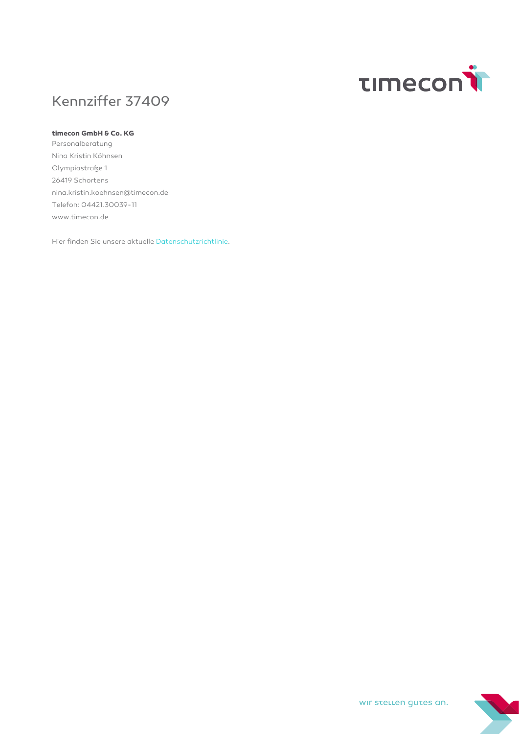# Kennziffer 37409

**timecon GmbH & Co. KG**
Personalberatung
Nina Kristin Köhnsen
Olympiastraße 1
26419 Schortens
nina.kristin.koehnsen@timecon.de
Telefon: 04421.30039-11
www.timecon.de

Hier finden Sie unsere aktuelle Datenschutzrichtlinie.

wir stellen gutes an.